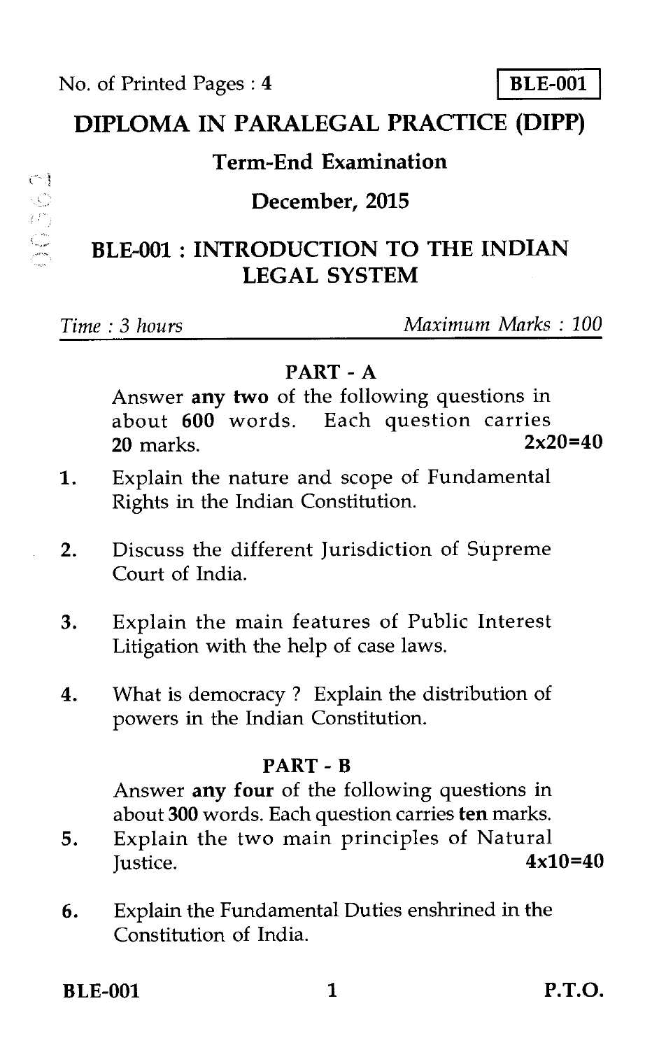No. of Printed Pages : 4

**BLE-001**

# DIPLOMA IN PARALEGAL PRACTICE (DIPP)

## Term-End Examination

## December, 2015

## BLE-001 : INTRODUCTION TO THE INDIAN LEGAL SYSTEM

*Time : 3 hours* *Maximum Marks : 100*

### PART - A

Answer **any two** of the following questions in about **600** words. Each question carries **20** marks. **2x20=40**

1. Explain the nature and scope of Fundamental Rights in the Indian Constitution.

2. Discuss the different Jurisdiction of Supreme Court of India.

3. Explain the main features of Public Interest Litigation with the help of case laws.

4. What is democracy ? Explain the distribution of powers in the Indian Constitution.

### PART - B

Answer **any four** of the following questions in about **300** words. Each question carries **ten** marks. **4x10=40**

5. Explain the two main principles of Natural Justice.

6. Explain the Fundamental Duties enshrined in the Constitution of India.

**P.T.O.**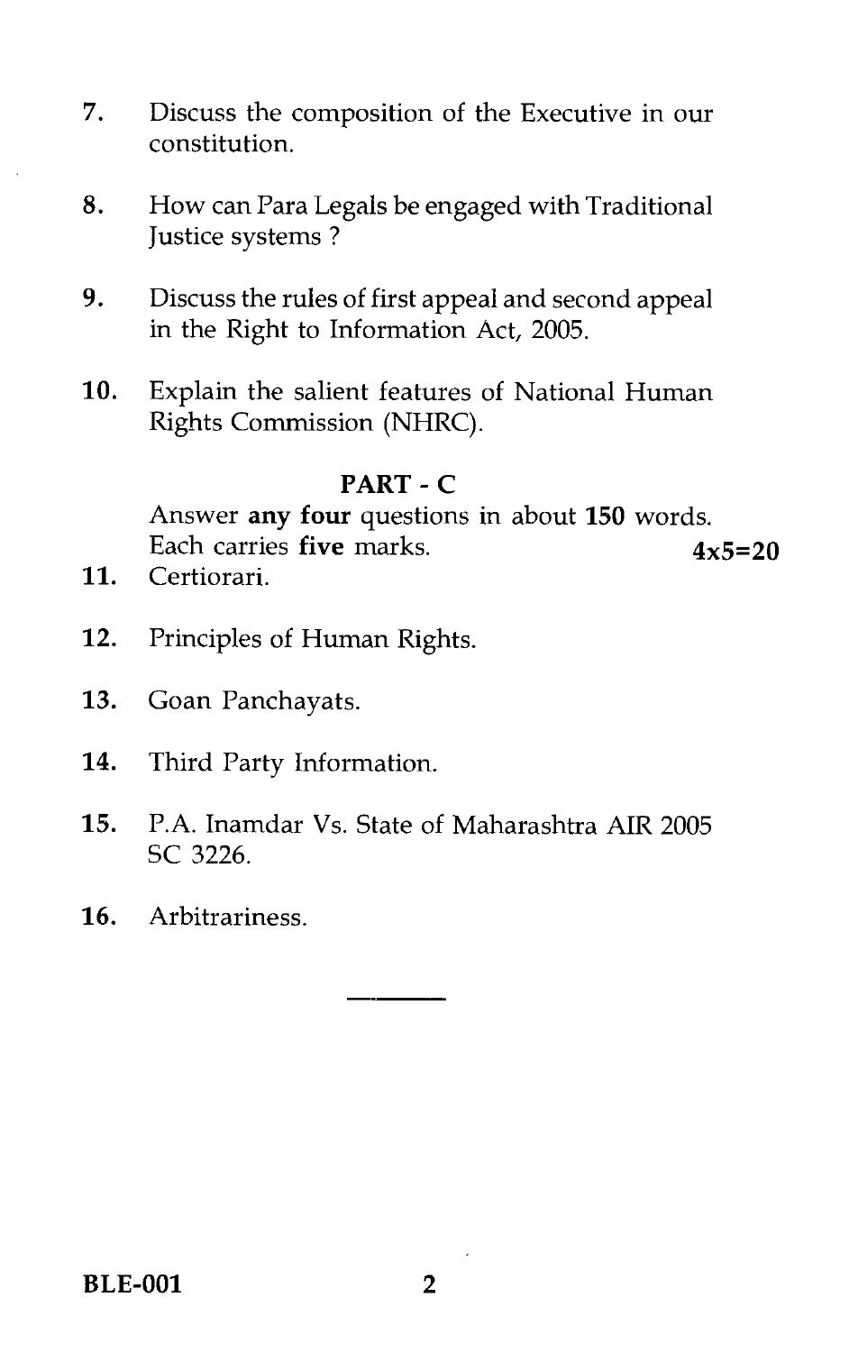7. Discuss the composition of the Executive in our constitution.

8. How can Para Legals be engaged with Traditional Justice systems ?

9. Discuss the rules of first appeal and second appeal in the Right to Information Act, 2005.

10. Explain the salient features of National Human Rights Commission (NHRC).

## PART - C

Answer **any four** questions in about **150** words. Each carries **five** marks. **4x5=20**

11. Certiorari.

12. Principles of Human Rights.

13. Goan Panchayats.

14. Third Party Information.

15. P.A. Inamdar Vs. State of Maharashtra AIR 2005 SC 3226.

16. Arbitrariness.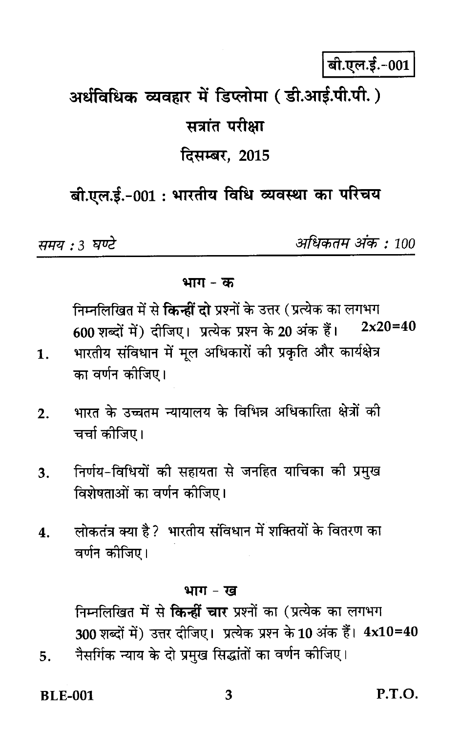बी.एल.ई.-001

# अर्धविधिक व्यवहार में डिप्लोमा ( डी.आई.पी.पी. )

## सत्रांत परीक्षा

## दिसम्बर, 2015

## बी.एल.ई.-001 : भारतीय विधि व्यवस्था का परिचय

*समय : 3 घण्टे* *अधिकतम अंक : 100*

### भाग - क

निम्नलिखित में से **किन्हीं दो** प्रश्नों के उत्तर ( प्रत्येक का लगभग 600 शब्दों में ) दीजिए। प्रत्येक प्रश्न के 20 अंक हैं। **2x20=40**

1. भारतीय संविधान में मूल अधिकारों की प्रकृति और कार्यक्षेत्र का वर्णन कीजिए।

2. भारत के उच्चतम न्यायालय के विभिन्न अधिकारिता क्षेत्रों की चर्चा कीजिए।

3. निर्णय-विधियों की सहायता से जनहित याचिका की प्रमुख विशेषताओं का वर्णन कीजिए।

4. लोकतंत्र क्या है ? भारतीय संविधान में शक्तियों के वितरण का वर्णन कीजिए।

### भाग - ख

निम्नलिखित में से **किन्हीं चार** प्रश्नों का ( प्रत्येक का लगभग 300 शब्दों में ) उत्तर दीजिए। प्रत्येक प्रश्न के 10 अंक हैं। **4x10=40**

5. नैसर्गिक न्याय के दो प्रमुख सिद्धांतों का वर्णन कीजिए।

P.T.O.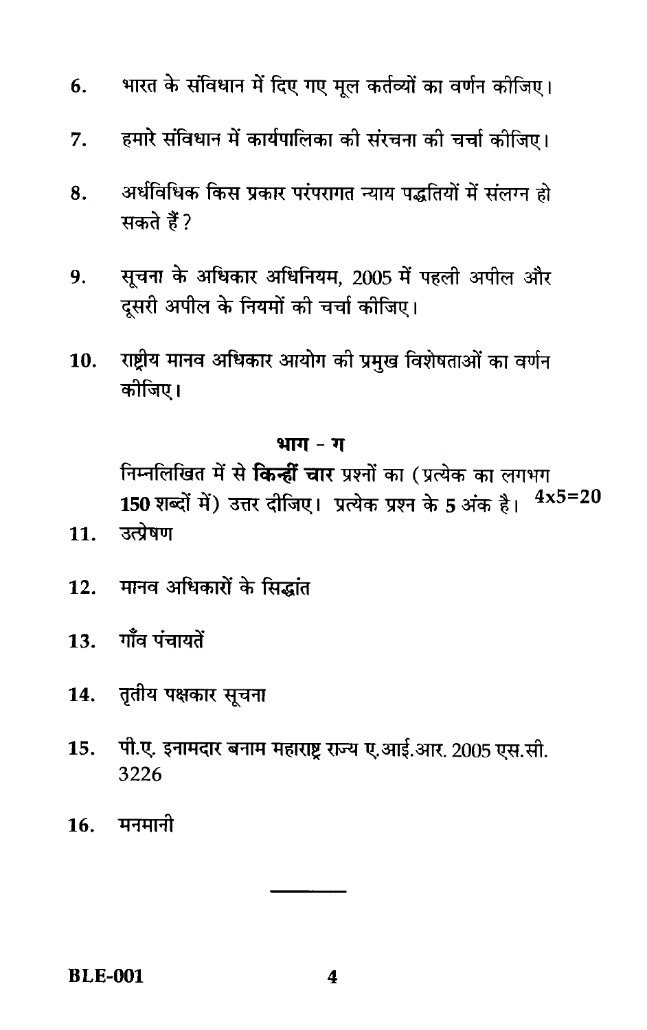6. भारत के संविधान में दिए गए मूल कर्तव्यों का वर्णन कीजिए।

7. हमारे संविधान में कार्यपालिका की संरचना की चर्चा कीजिए।

8. अर्धविधिक किस प्रकार परंपरागत न्याय पद्धतियों में संलग्न हो सकते हैं?

9. सूचना के अधिकार अधिनियम, 2005 में पहली अपील और दूसरी अपील के नियमों की चर्चा कीजिए।

10. राष्ट्रीय मानव अधिकार आयोग की प्रमुख विशेषताओं का वर्णन कीजिए।

## भाग - ग

निम्नलिखित में से **किन्हीं चार** प्रश्नों का (प्रत्येक का लगभग **150** शब्दों में) उत्तर दीजिए। प्रत्येक प्रश्न के **5** अंक है। **4x5=20**

11. उत्प्रेषण

12. मानव अधिकारों के सिद्धांत

13. गाँव पंचायतें

14. तृतीय पक्षकार सूचना

15. पी.ए. इनामदार बनाम महाराष्ट्र राज्य ए.आई.आर. 2005 एस.सी. 3226

16. मनमानी